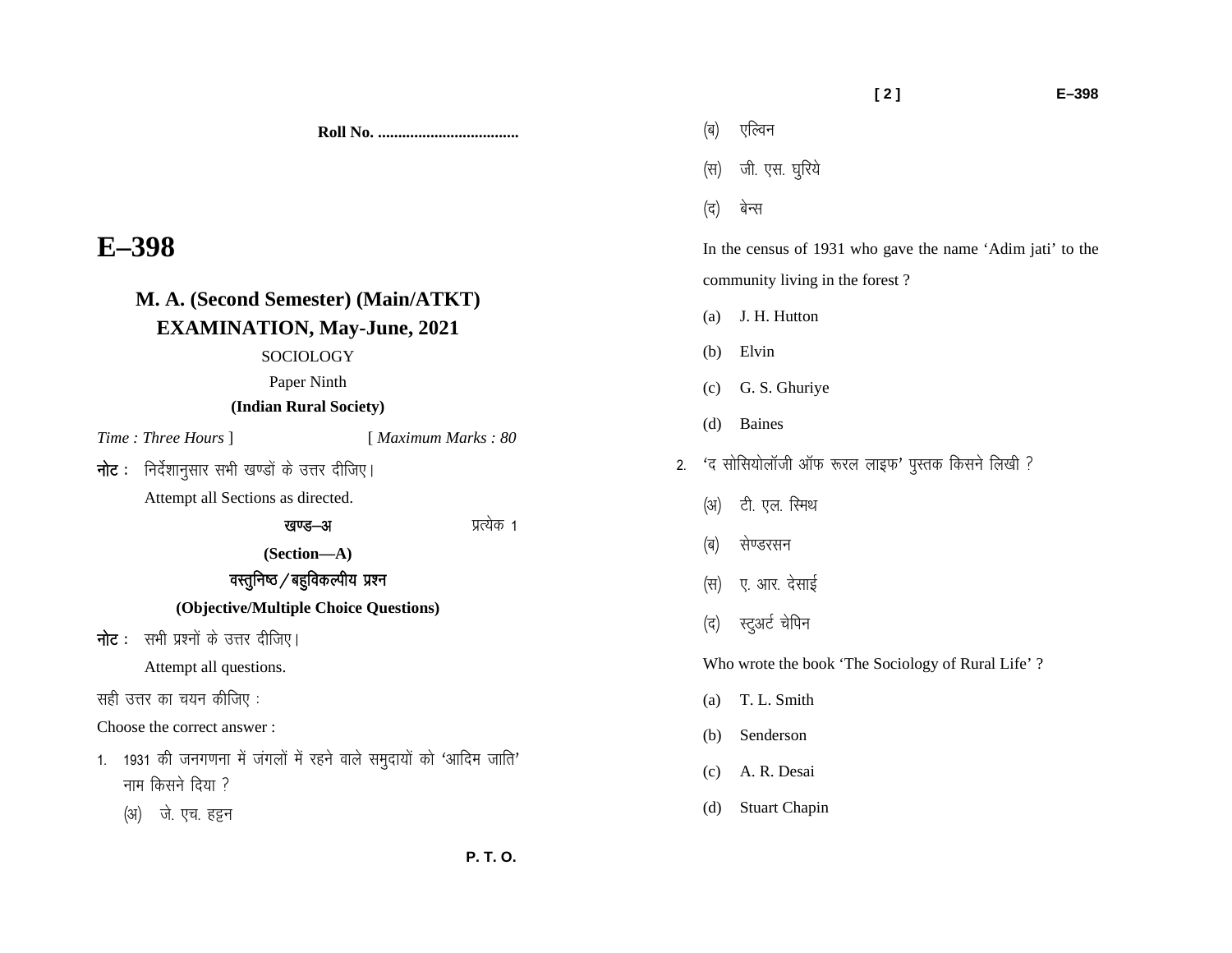Roll No. ..................................

# E–398

## M. A. (Second Semester) (Main/ATKT) EXAMINATION, May-June, 2021

SOCIOLOGY

Paper Ninth

**(Indian Rural Society)**

*Time : Three Hours* ] [ *Maximum Marks : 80*

**नोट :** निर्देशानुसार सभी खण्डों के उत्तर दीजिए।

Attempt all Sections as directed.

**खण्ड–अ** प्रत्येक 1

**(Section—A)**

**वस्तुनिष्ठ / बहुविकल्पीय प्रश्न**

**(Objective/Multiple Choice Questions)**

**नोट :** सभी प्रश्नों के उत्तर दीजिए।

Attempt all questions.

सही उत्तर का चयन कीजिए :

Choose the correct answer :

1. 1931 की जनगणना में जंगलों में रहने वाले समुदायों को 'आदिम जाति' नाम किसने दिया ?

   (अ) जे. एच. हट्टन

   (ब) एल्विन

   (स) जी. एस. घुरिये

   (द) बेन्स

   In the census of 1931 who gave the name 'Adim jati' to the community living in the forest ?

   (a) J. H. Hutton

   (b) Elvin

   (c) G. S. Ghuriye

   (d) Baines

2. 'द सोसियोलॉजी ऑफ रूरल लाइफ' पुस्तक किसने लिखी ?

   (अ) टी. एल. स्मिथ

   (ब) सेण्डरसन

   (स) ए. आर. देसाई

   (द) स्टुअर्ट चेपिन

   Who wrote the book 'The Sociology of Rural Life' ?

   (a) T. L. Smith

   (b) Senderson

   (c) A. R. Desai

   (d) Stuart Chapin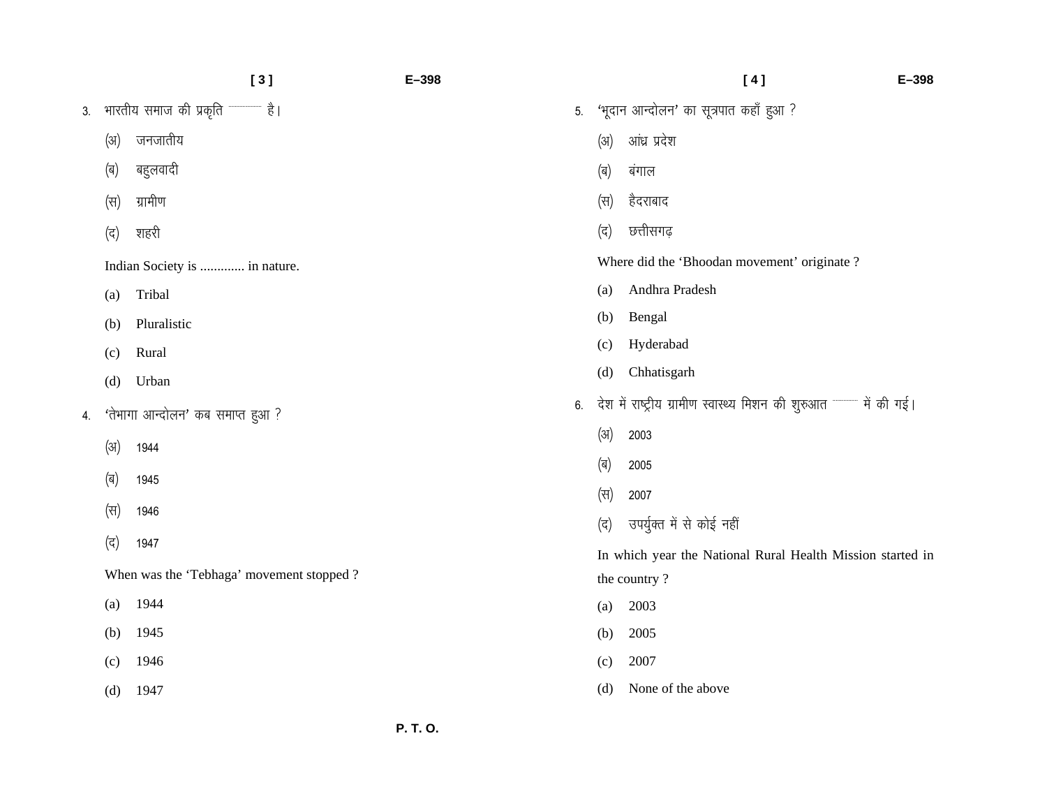3. भारतीय समाज की प्रकृति .............. है।

(अ) जनजातीय

(ब) बहुलवादी

(स) ग्रामीण

(द) शहरी

Indian Society is ............. in nature.

(a) Tribal

(b) Pluralistic

(c) Rural

(d) Urban

4. 'तेभागा आन्दोलन' कब समाप्त हुआ ?

(अ) 1944

(ब) 1945

(स) 1946

(द) 1947

When was the 'Tebhaga' movement stopped ?

(a) 1944

(b) 1945

(c) 1946

(d) 1947

5. 'भूदान आन्दोलन' का सूत्रपात कहाँ हुआ ?

(अ) आंध्र प्रदेश

(ब) बंगाल

(स) हैदराबाद

(द) छत्तीसगढ़

Where did the 'Bhoodan movement' originate ?

(a) Andhra Pradesh

(b) Bengal

(c) Hyderabad

(d) Chhatisgarh

6. देश में राष्ट्रीय ग्रामीण स्वास्थ्य मिशन की शुरुआत .............. में की गई।

(अ) 2003

(ब) 2005

(स) 2007

(द) उपर्युक्त में से कोई नहीं

In which year the National Rural Health Mission started in the country ?

(a) 2003

(b) 2005

(c) 2007

(d) None of the above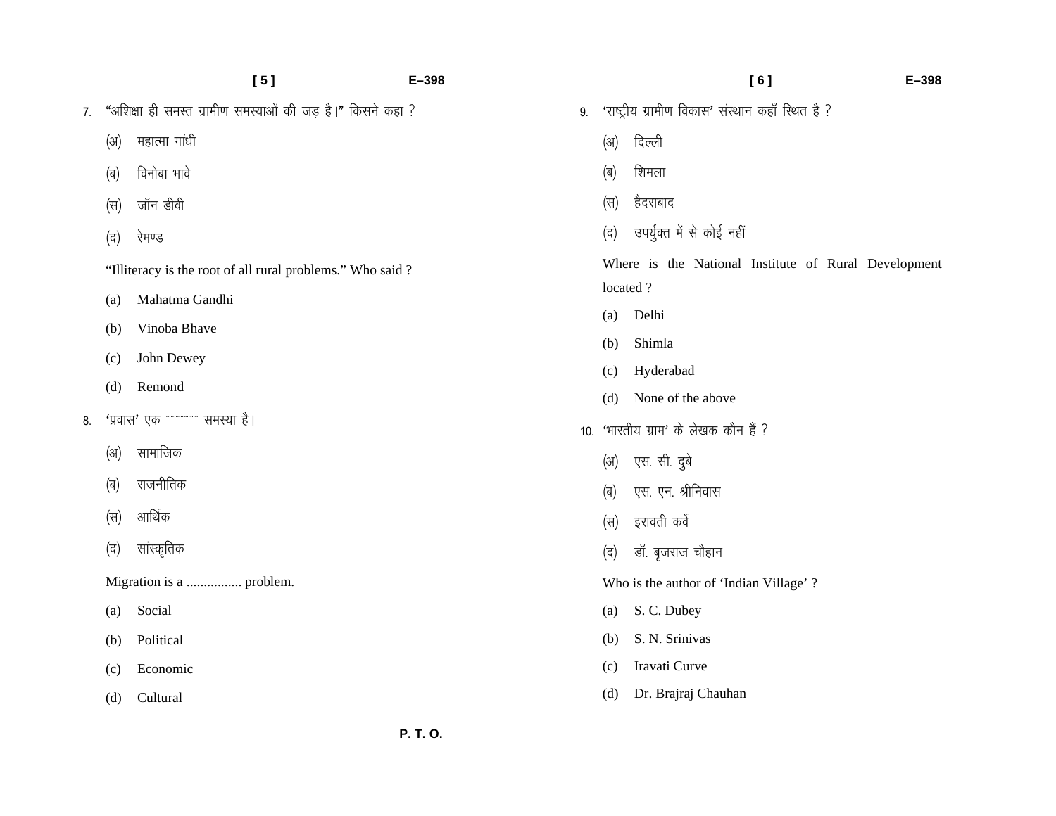7. "अशिक्षा ही समस्त ग्रामीण समस्याओं की जड़ है।" किसने कहा ?

   (अ) महात्मा गांधी

   (ब) विनोबा भावे

   (स) जॉन डीवी

   (द) रेमण्ड

   "Illiteracy is the root of all rural problems." Who said ?

   (a) Mahatma Gandhi

   (b) Vinoba Bhave

   (c) John Dewey

   (d) Remond

8. 'प्रवास' एक ............ समस्या है।

   (अ) सामाजिक

   (ब) राजनीतिक

   (स) आर्थिक

   (द) सांस्कृतिक

   Migration is a ................ problem.

   (a) Social

   (b) Political

   (c) Economic

   (d) Cultural

9. 'राष्ट्रीय ग्रामीण विकास' संस्थान कहाँ स्थित है ?

   (अ) दिल्ली

   (ब) शिमला

   (स) हैदराबाद

   (द) उपर्युक्त में से कोई नहीं

   Where is the National Institute of Rural Development located ?

   (a) Delhi

   (b) Shimla

   (c) Hyderabad

   (d) None of the above

10. 'भारतीय ग्राम' के लेखक कौन हैं ?

    (अ) एस. सी. दुबे

    (ब) एस. एन. श्रीनिवास

    (स) इरावती कर्वे

    (द) डॉ. बृजराज चौहान

    Who is the author of 'Indian Village' ?

    (a) S. C. Dubey

    (b) S. N. Srinivas

    (c) Iravati Curve

    (d) Dr. Brajraj Chauhan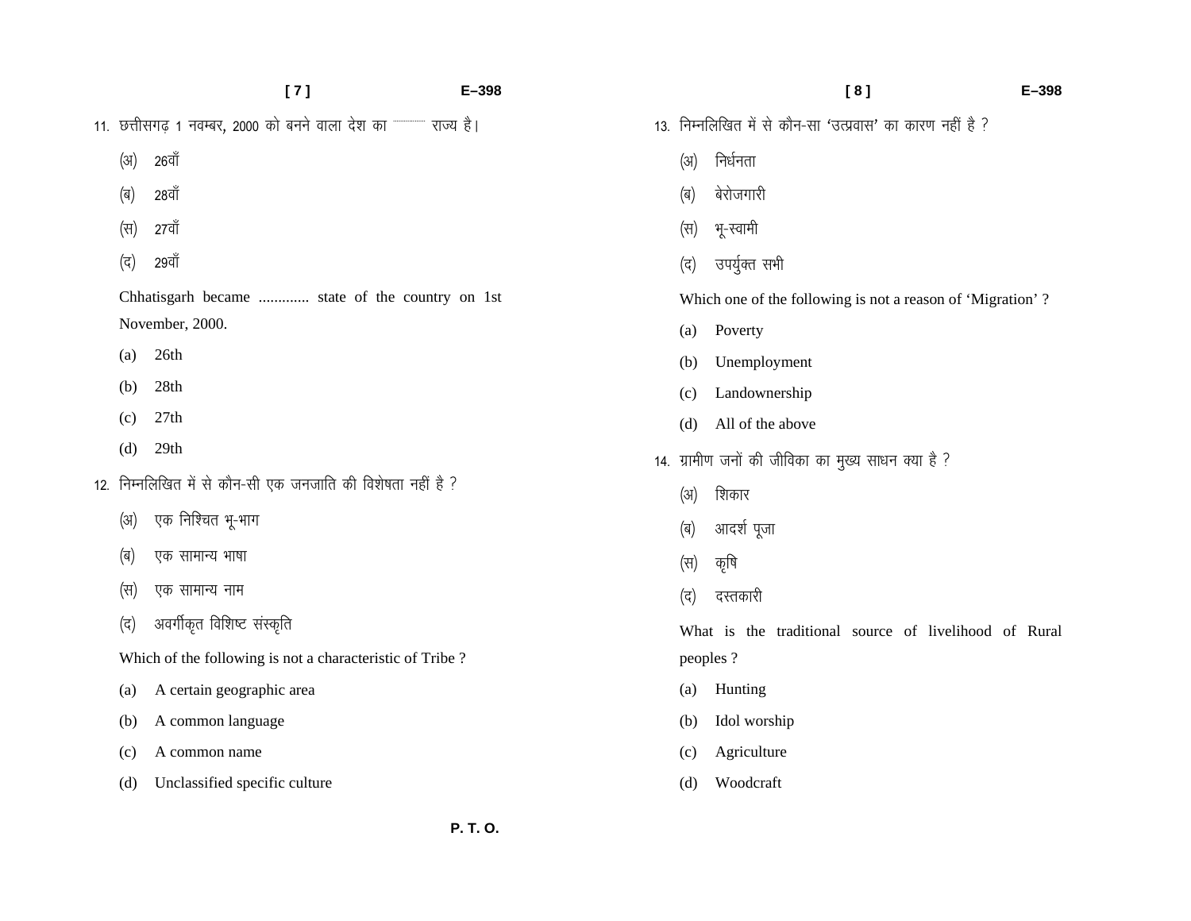11. छत्तीसगढ़ 1 नवम्बर, 2000 को बनने वाला देश का ........ राज्य है।

    (अ) 26वाँ

    (ब) 28वाँ

    (स) 27वाँ

    (द) 29वाँ

    Chhatisgarh became ............. state of the country on 1st November, 2000.

    (a) 26th

    (b) 28th

    (c) 27th

    (d) 29th

12. निम्नलिखित में से कौन-सी एक जनजाति की विशेषता नहीं है ?

    (अ) एक निश्चित भू-भाग

    (ब) एक सामान्य भाषा

    (स) एक सामान्य नाम

    (द) अवर्गीकृत विशिष्ट संस्कृति

    Which of the following is not a characteristic of Tribe ?

    (a) A certain geographic area

    (b) A common language

    (c) A common name

    (d) Unclassified specific culture

13. निम्नलिखित में से कौन-सा 'उत्प्रवास' का कारण नहीं है ?

    (अ) निर्धनता

    (ब) बेरोजगारी

    (स) भू-स्वामी

    (द) उपर्युक्त सभी

    Which one of the following is not a reason of 'Migration' ?

    (a) Poverty

    (b) Unemployment

    (c) Landownership

    (d) All of the above

14. ग्रामीण जनों की जीविका का मुख्य साधन क्या है ?

    (अ) शिकार

    (ब) आदर्श पूजा

    (स) कृषि

    (द) दस्तकारी

    What is the traditional source of livelihood of Rural peoples ?

    (a) Hunting

    (b) Idol worship

    (c) Agriculture

    (d) Woodcraft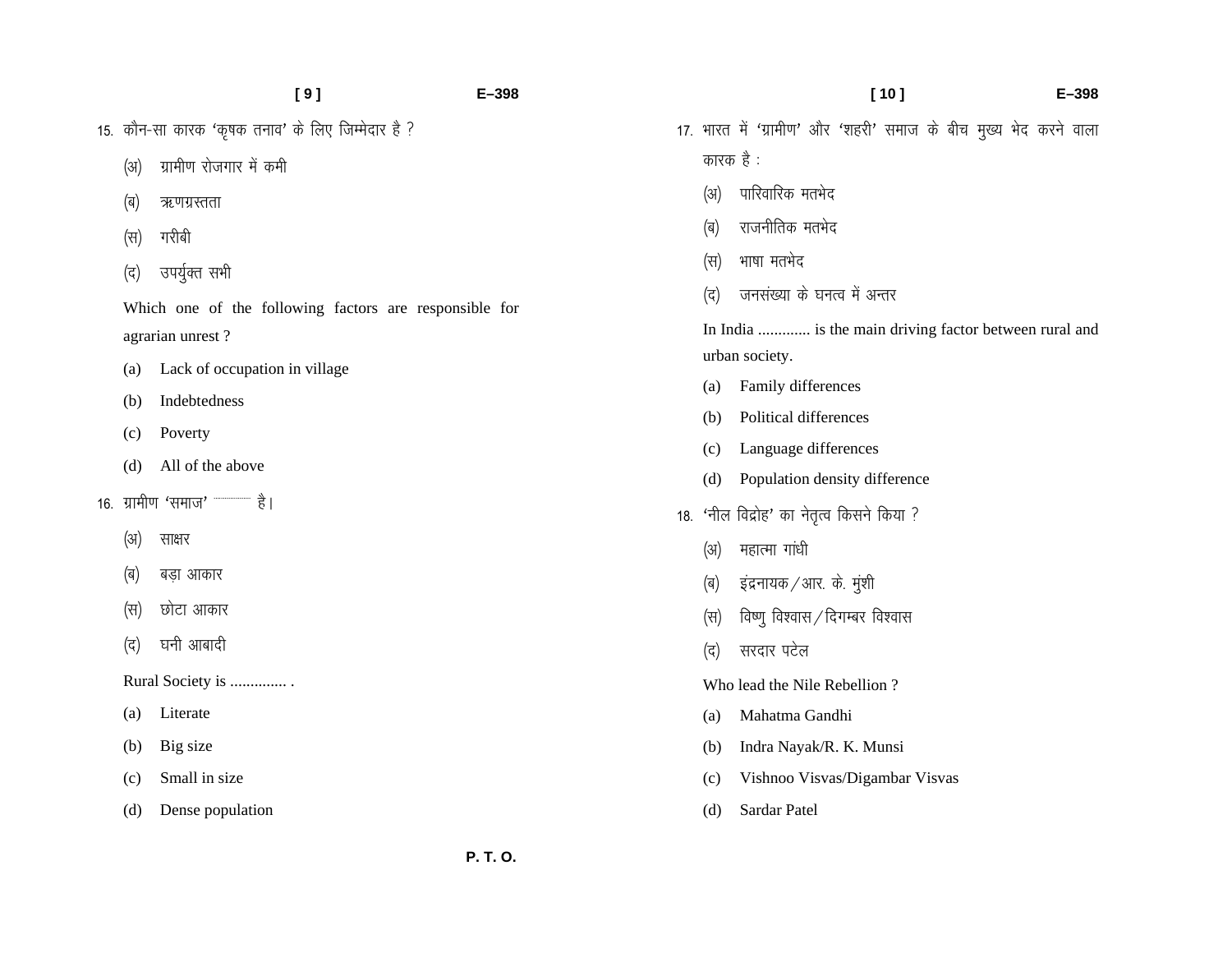15. कौन-सा कारक 'कृषक तनाव' के लिए जिम्मेदार है ?

(अ) ग्रामीण रोजगार में कमी

(ब) ऋणग्रस्तता

(स) गरीबी

(द) उपर्युक्त सभी

Which one of the following factors are responsible for agrarian unrest ?

(a) Lack of occupation in village

(b) Indebtedness

(c) Poverty

(d) All of the above

16. ग्रामीण 'समाज' .......... है।

(अ) साक्षर

(ब) बड़ा आकार

(स) छोटा आकार

(द) घनी आबादी

Rural Society is .............. .

(a) Literate

(b) Big size

(c) Small in size

(d) Dense population

17. भारत में 'ग्रामीण' और 'शहरी' समाज के बीच मुख्य भेद करने वाला कारक है :

(अ) पारिवारिक मतभेद

(ब) राजनीतिक मतभेद

(स) भाषा मतभेद

(द) जनसंख्या के घनत्व में अन्तर

In India ............. is the main driving factor between rural and urban society.

(a) Family differences

(b) Political differences

(c) Language differences

(d) Population density difference

18. 'नील विद्रोह' का नेतृत्व किसने किया ?

(अ) महात्मा गांधी

(ब) इंद्रनायक/आर. के. मुंशी

(स) विष्णु विश्वास/दिगम्बर विश्वास

(द) सरदार पटेल

Who lead the Nile Rebellion ?

(a) Mahatma Gandhi

(b) Indra Nayak/R. K. Munsi

(c) Vishnoo Visvas/Digambar Visvas

(d) Sardar Patel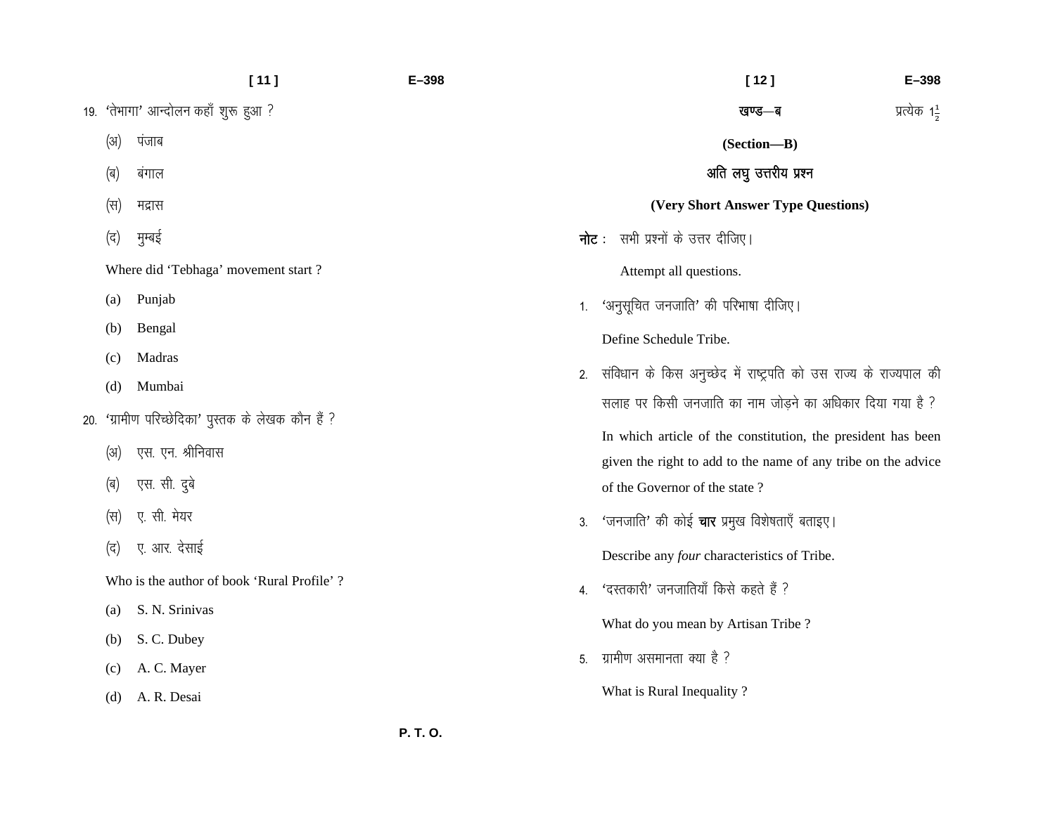19. 'तेभागा' आन्दोलन कहाँ शुरू हुआ ?

(अ) पंजाब

(ब) बंगाल

(स) मद्रास

(द) मुम्बई

Where did 'Tebhaga' movement start ?

(a) Punjab

(b) Bengal

(c) Madras

(d) Mumbai

20. 'ग्रामीण परिच्छेदिका' पुस्तक के लेखक कौन हैं ?

(अ) एस. एन. श्रीनिवास

(ब) एस. सी. दुबे

(स) ए. सी. मेयर

(द) ए. आर. देसाई

Who is the author of book 'Rural Profile' ?

(a) S. N. Srinivas

(b) S. C. Dubey

(c) A. C. Mayer

(d) A. R. Desai

## खण्ड—ब

प्रत्येक $1\frac{1}{2}$

## (Section—B)

## अति लघु उत्तरीय प्रश्न

## (Very Short Answer Type Questions)

**नोट :** सभी प्रश्नों के उत्तर दीजिए।

Attempt all questions.

1. 'अनुसूचित जनजाति' की परिभाषा दीजिए।

   Define Schedule Tribe.

2. संविधान के किस अनुच्छेद में राष्ट्रपति को उस राज्य के राज्यपाल की सलाह पर किसी जनजाति का नाम जोड़ने का अधिकार दिया गया है ?

   In which article of the constitution, the president has been given the right to add to the name of any tribe on the advice of the Governor of the state ?

3. 'जनजाति' की कोई **चार** प्रमुख विशेषताएँ बताइए।

   Describe any *four* characteristics of Tribe.

4. 'दस्तकारी' जनजातियाँ किसे कहते हैं ?

   What do you mean by Artisan Tribe ?

5. ग्रामीण असमानता क्या है ?

   What is Rural Inequality ?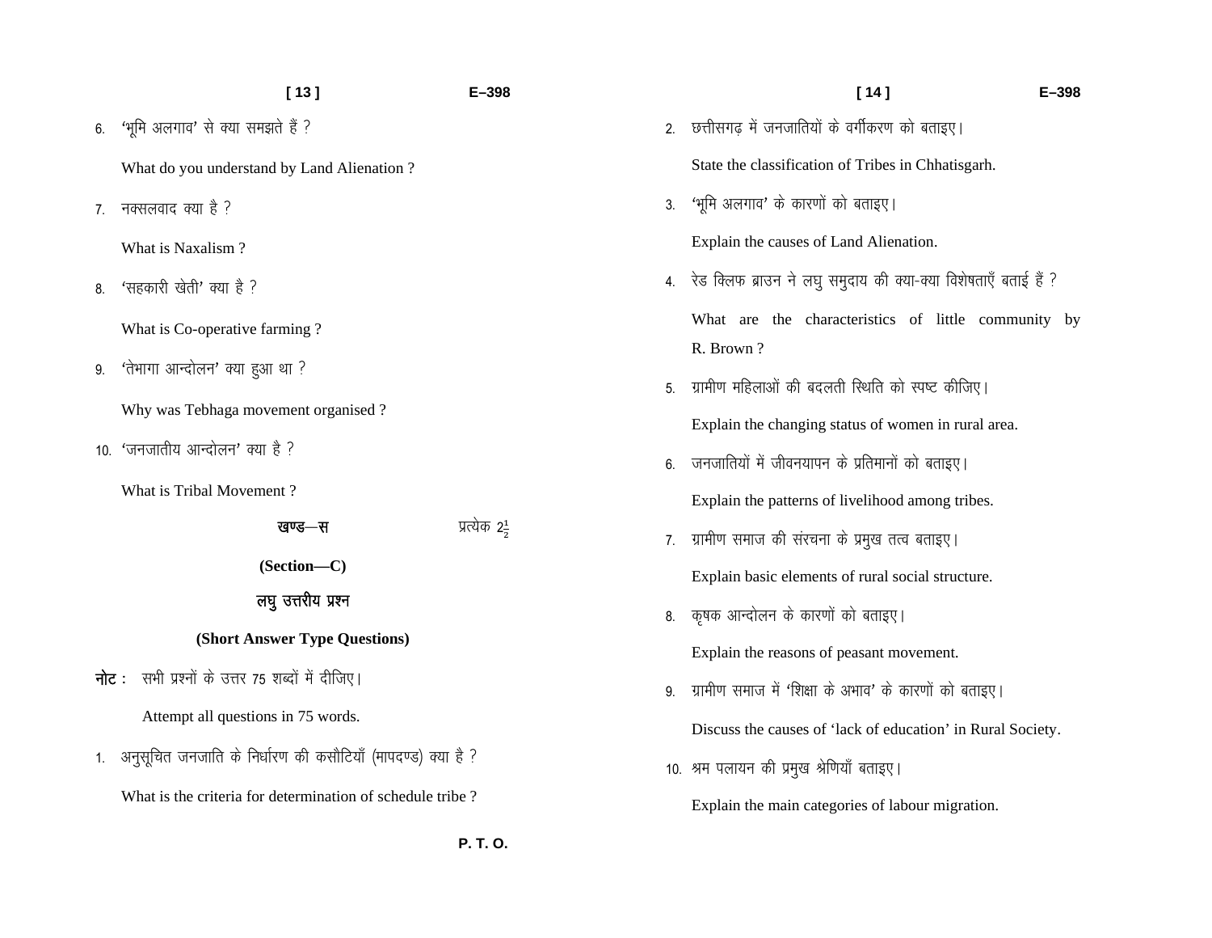6. 'भूमि अलगाव' से क्या समझते हैं ?

   What do you understand by Land Alienation ?

7. नक्सलवाद क्या है ?

   What is Naxalism ?

8. 'सहकारी खेती' क्या है ?

   What is Co-operative farming ?

9. 'तेभागा आन्दोलन' क्या हुआ था ?

   Why was Tebhaga movement organised ?

10. 'जनजातीय आन्दोलन' क्या है ?

    What is Tribal Movement ?

## खण्ड—स  प्रत्येक $2\frac{1}{2}$

## (Section—C)

### लघु उत्तरीय प्रश्न

### (Short Answer Type Questions)

**नोट :** सभी प्रश्नों के उत्तर 75 शब्दों में दीजिए।

Attempt all questions in 75 words.

1. अनुसूचित जनजाति के निर्धारण की कसौटियाँ (मापदण्ड) क्या है ?

   What is the criteria for determination of schedule tribe ?

2. छत्तीसगढ़ में जनजातियों के वर्गीकरण को बताइए।

   State the classification of Tribes in Chhatisgarh.

3. 'भूमि अलगाव' के कारणों को बताइए।

   Explain the causes of Land Alienation.

4. रेड क्लिफ ब्राउन ने लघु समुदाय की क्या-क्या विशेषताएँ बताई हैं ?

   What are the characteristics of little community by R. Brown ?

5. ग्रामीण महिलाओं की बदलती स्थिति को स्पष्ट कीजिए।

   Explain the changing status of women in rural area.

6. जनजातियों में जीवनयापन के प्रतिमानों को बताइए।

   Explain the patterns of livelihood among tribes.

7. ग्रामीण समाज की संरचना के प्रमुख तत्व बताइए।

   Explain basic elements of rural social structure.

8. कृषक आन्दोलन के कारणों को बताइए।

   Explain the reasons of peasant movement.

9. ग्रामीण समाज में 'शिक्षा के अभाव' के कारणों को बताइए।

   Discuss the causes of 'lack of education' in Rural Society.

10. श्रम पलायन की प्रमुख श्रेणियाँ बताइए।

    Explain the main categories of labour migration.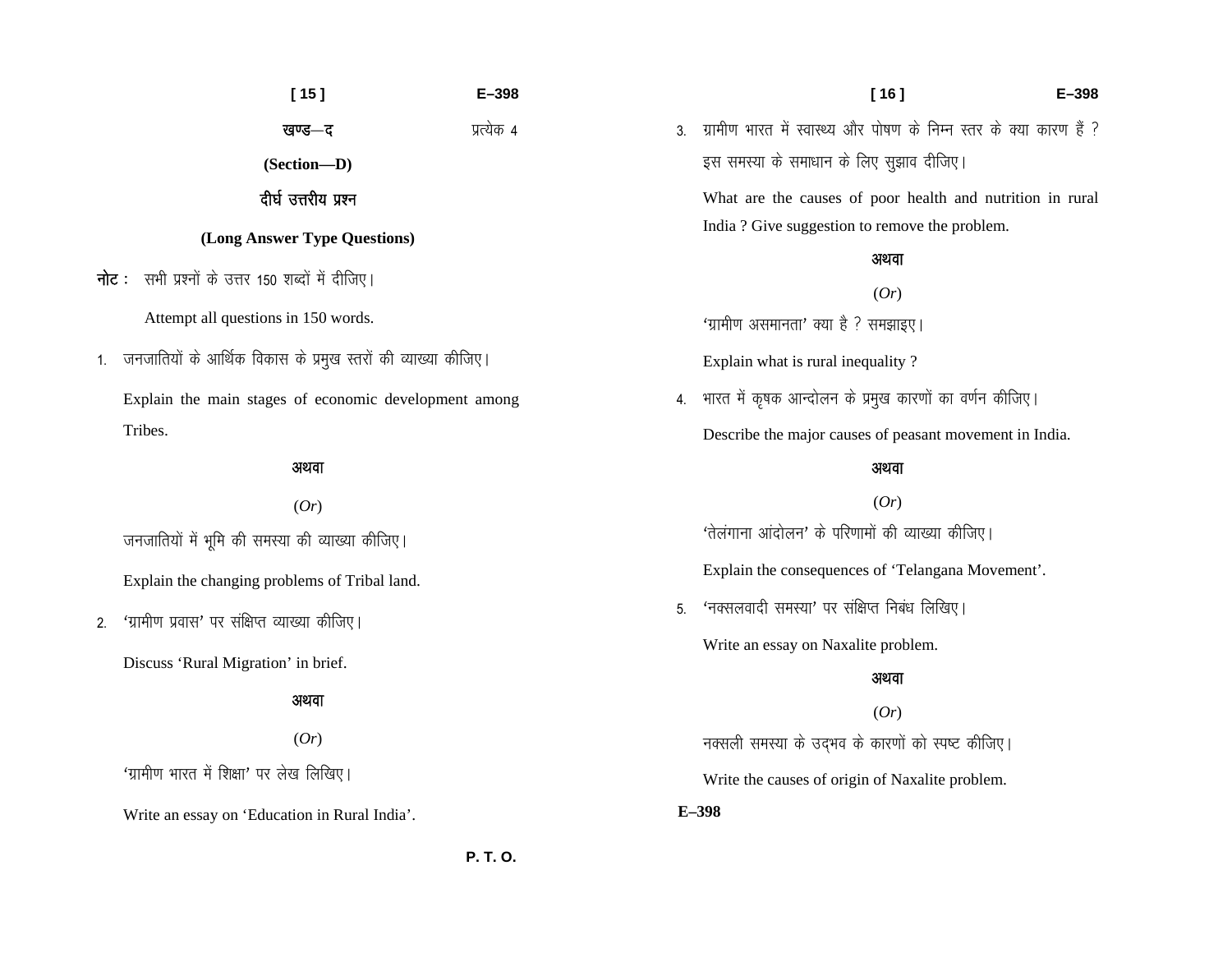## खण्ड—द

प्रत्येक 4

## (Section—D)

### दीर्घ उत्तरीय प्रश्न

### (Long Answer Type Questions)

**नोट :** सभी प्रश्नों के उत्तर 150 शब्दों में दीजिए।

Attempt all questions in 150 words.

1. जनजातियों के आर्थिक विकास के प्रमुख स्तरों की व्याख्या कीजिए।

   Explain the main stages of economic development among Tribes.

   अथवा

   (*Or*)

   जनजातियों में भूमि की समस्या की व्याख्या कीजिए।

   Explain the changing problems of Tribal land.

2. 'ग्रामीण प्रवास' पर संक्षिप्त व्याख्या कीजिए।

   Discuss 'Rural Migration' in brief.

   अथवा

   (*Or*)

   'ग्रामीण भारत में शिक्षा' पर लेख लिखिए।

   Write an essay on 'Education in Rural India'.

3. ग्रामीण भारत में स्वास्थ्य और पोषण के निम्न स्तर के क्या कारण हैं ? इस समस्या के समाधान के लिए सुझाव दीजिए।

   What are the causes of poor health and nutrition in rural India ? Give suggestion to remove the problem.

   अथवा

   (*Or*)

   'ग्रामीण असमानता' क्या है ? समझाइए।

   Explain what is rural inequality ?

4. भारत में कृषक आन्दोलन के प्रमुख कारणों का वर्णन कीजिए।

   Describe the major causes of peasant movement in India.

   अथवा

   (*Or*)

   'तेलंगाना आंदोलन' के परिणामों की व्याख्या कीजिए।

   Explain the consequences of 'Telangana Movement'.

5. 'नक्सलवादी समस्या' पर संक्षिप्त निबंध लिखिए।

   Write an essay on Naxalite problem.

   अथवा

   (*Or*)

   नक्सली समस्या के उद्‌भव के कारणों को स्पष्ट कीजिए।

   Write the causes of origin of Naxalite problem.